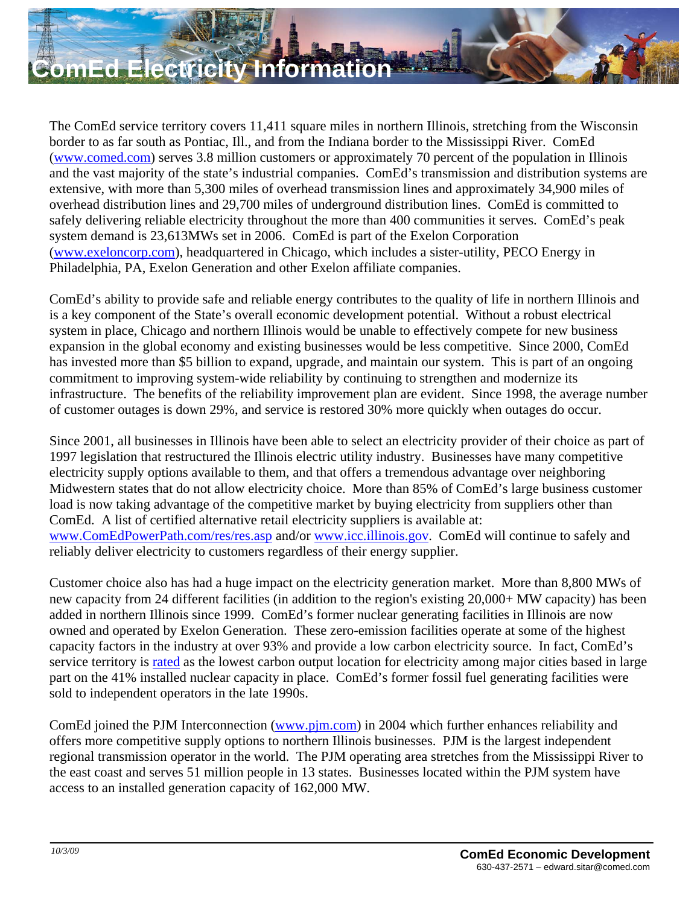# ComEd Electricity Information

The ComEd service territory covers 11,411 square miles in northern Illinois, stretching from the Wisconsin border to as far south as Pontiac, Ill., and from the Indiana border to the Mississippi River. ComEd (www.comed.com) serves 3.8 million customers or approximately 70 percent of the population in Illinois and the vast majority of the state's industrial companies. ComEd's transmission and distribution systems are extensive, with more than 5,300 miles of overhead transmission lines and approximately 34,900 miles of overhead distribution lines and 29,700 miles of underground distribution lines. ComEd is committed to safely delivering reliable electricity throughout the more than 400 communities it serves. ComEd's peak system demand is 23,613MWs set in 2006. ComEd is part of the Exelon Corporation (www.exeloncorp.com), headquartered in Chicago, which includes a sister-utility, PECO Energy in Philadelphia, PA, Exelon Generation and other Exelon affiliate companies.

ComEd's ability to provide safe and reliable energy contributes to the quality of life in northern Illinois and is a key component of the State's overall economic development potential. Without a robust electrical system in place, Chicago and northern Illinois would be unable to effectively compete for new business expansion in the global economy and existing businesses would be less competitive. Since 2000, ComEd has invested more than $5 billion to expand, upgrade, and maintain our system. This is part of an ongoing commitment to improving system-wide reliability by continuing to strengthen and modernize its infrastructure. The benefits of the reliability improvement plan are evident. Since 1998, the average number of customer outages is down 29%, and service is restored 30% more quickly when outages do occur.

Since 2001, all businesses in Illinois have been able to select an electricity provider of their choice as part of 1997 legislation that restructured the Illinois electric utility industry. Businesses have many competitive electricity supply options available to them, and that offers a tremendous advantage over neighboring Midwestern states that do not allow electricity choice. More than 85% of ComEd's large business customer load is now taking advantage of the competitive market by buying electricity from suppliers other than ComEd. A list of certified alternative retail electricity suppliers is available at: www.ComEdPowerPath.com/res/res.asp and/or www.icc.illinois.gov. ComEd will continue to safely and reliably deliver electricity to customers regardless of their energy supplier.

Customer choice also has had a huge impact on the electricity generation market. More than 8,800 MWs of new capacity from 24 different facilities (in addition to the region's existing 20,000+ MW capacity) has been added in northern Illinois since 1999. ComEd's former nuclear generating facilities in Illinois are now owned and operated by Exelon Generation. These zero-emission facilities operate at some of the highest capacity factors in the industry at over 93% and provide a low carbon electricity source. In fact, ComEd's service territory is rated as the lowest carbon output location for electricity among major cities based in large part on the 41% installed nuclear capacity in place. ComEd's former fossil fuel generating facilities were sold to independent operators in the late 1990s.

ComEd joined the PJM Interconnection (www.pjm.com) in 2004 which further enhances reliability and offers more competitive supply options to northern Illinois businesses. PJM is the largest independent regional transmission operator in the world. The PJM operating area stretches from the Mississippi River to the east coast and serves 51 million people in 13 states. Businesses located within the PJM system have access to an installed generation capacity of 162,000 MW.

*10/3/09*

**ComEd Economic Development**
630-437-2571 – edward.sitar@comed.com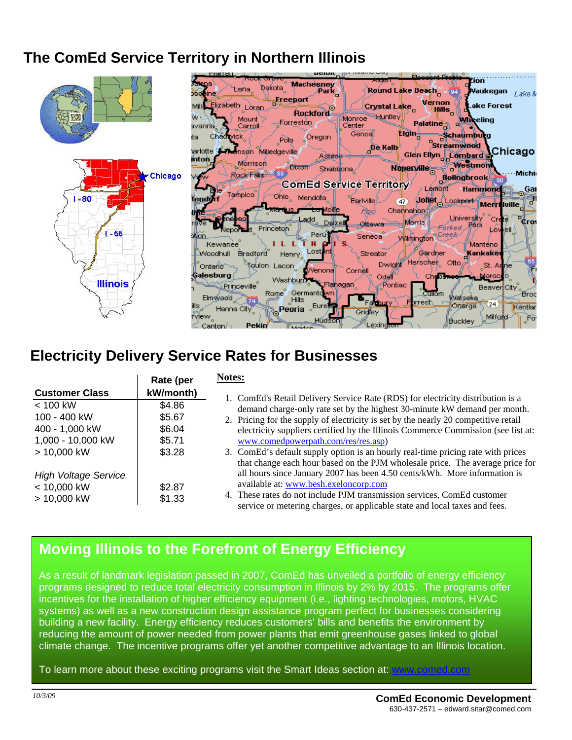# The ComEd Service Territory in Northern Illinois

## Electricity Delivery Service Rates for Businesses

| Customer Class | Rate (per kW/month) |
|---|---|
| < 100 kW | $4.86 |
| 100 - 400 kW | $5.67 |
| 400 - 1,000 kW | $6.04 |
| 1,000 - 10,000 kW | $5.71 |
| > 10,000 kW | $3.28 |
| *High Voltage Service* | |
| < 10,000 kW | $2.87 |
| > 10,000 kW | $1.33 |

**Notes:**

1. ComEd's Retail Delivery Service Rate (RDS) for electricity distribution is a demand charge-only rate set by the highest 30-minute kW demand per month.
2. Pricing for the supply of electricity is set by the nearly 20 competitive retail electricity suppliers certified by the Illinois Commerce Commission (see list at: www.comedpowerpath.com/res/res.asp)
3. ComEd's default supply option is an hourly real-time pricing rate with prices that change each hour based on the PJM wholesale price. The average price for all hours since January 2007 has been 4.50 cents/kWh. More information is available at: www.besh.exeloncorp.com
4. These rates do not include PJM transmission services, ComEd customer service or metering charges, or applicable state and local taxes and fees.

## Moving Illinois to the Forefront of Energy Efficiency

As a result of landmark legislation passed in 2007, ComEd has unveiled a portfolio of energy efficiency programs designed to reduce total electricity consumption in Illinois by 2% by 2015. The programs offer incentives for the installation of higher efficiency equipment (i.e., lighting technologies, motors, HVAC systems) as well as a new construction design assistance program perfect for businesses considering building a new facility. Energy efficiency reduces customers' bills and benefits the environment by reducing the amount of power needed from power plants that emit greenhouse gases linked to global climate change. The incentive programs offer yet another competitive advantage to an Illinois location.

To learn more about these exciting programs visit the Smart Ideas section at: www.comed.com

*10/3/09*

**ComEd Economic Development**
630-437-2571 – edward.sitar@comed.com